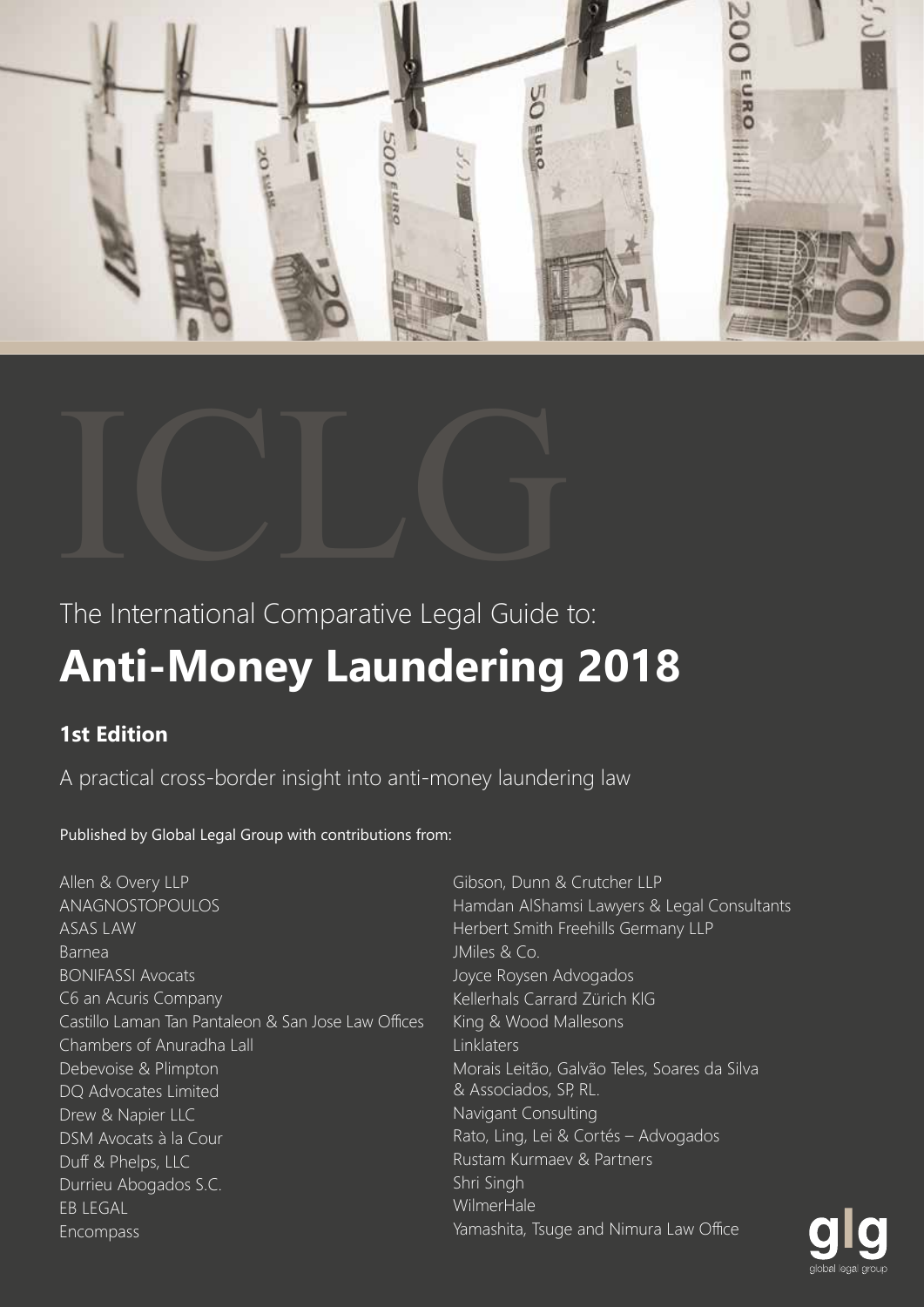ICLG

The International Comparative Legal Guide to:

# Anti-Money Laundering 2018

### 1st Edition

A practical cross-border insight into anti-money laundering law

Published by Global Legal Group with contributions from:

Allen & Overy LLP
ANAGNOSTOPOULOS
ASAS LAW
Barnea
BONIFASSI Avocats
C6 an Acuris Company
Castillo Laman Tan Pantaleon & San Jose Law Offices
Chambers of Anuradha Lall
Debevoise & Plimpton
DQ Advocates Limited
Drew & Napier LLC
DSM Avocats à la Cour
Duff & Phelps, LLC
Durrieu Abogados S.C.
EB LEGAL
Encompass
Gibson, Dunn & Crutcher LLP
Hamdan AlShamsi Lawyers & Legal Consultants
Herbert Smith Freehills Germany LLP
JMiles & Co.
Joyce Roysen Advogados
Kellerhals Carrard Zürich KlG
King & Wood Mallesons
Linklaters
Morais Leitão, Galvão Teles, Soares da Silva & Associados, SP, RL.
Navigant Consulting
Rato, Ling, Lei & Cortés – Advogados
Rustam Kurmaev & Partners
Shri Singh
WilmerHale
Yamashita, Tsuge and Nimura Law Office

glg
global legal group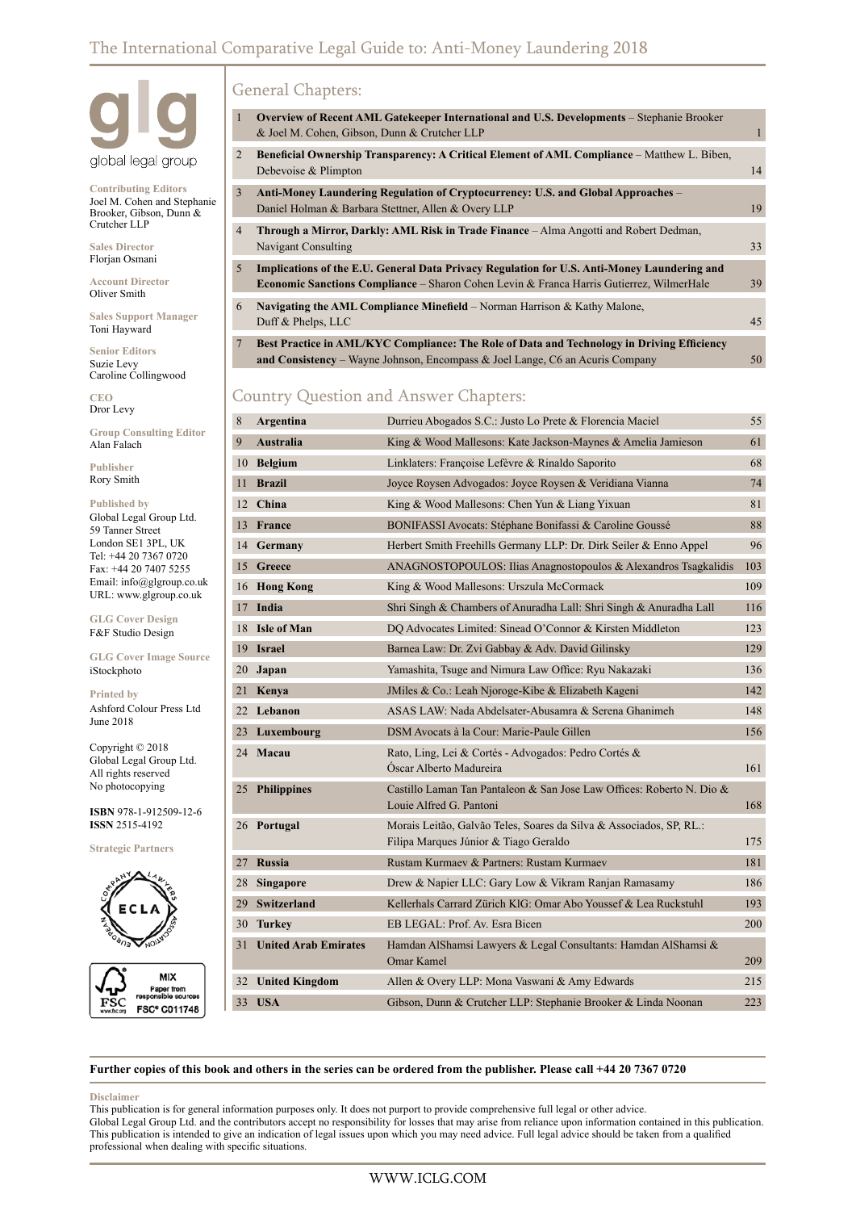# The International Comparative Legal Guide to: Anti-Money Laundering 2018

global legal group

**Contributing Editors**
Joel M. Cohen and Stephanie Brooker, Gibson, Dunn & Crutcher LLP

**Sales Director**
Florjan Osmani

**Account Director**
Oliver Smith

**Sales Support Manager**
Toni Hayward

**Senior Editors**
Suzie Levy
Caroline Collingwood

**CEO**
Dror Levy

**Group Consulting Editor**
Alan Falach

**Publisher**
Rory Smith

**Published by**
Global Legal Group Ltd.
59 Tanner Street
London SE1 3PL, UK
Tel: +44 20 7367 0720
Fax: +44 20 7407 5255
Email: info@glgroup.co.uk
URL: www.glgroup.co.uk

**GLG Cover Design**
F&F Studio Design

**GLG Cover Image Source**
iStockphoto

**Printed by**
Ashford Colour Press Ltd
June 2018

Copyright © 2018
Global Legal Group Ltd.
All rights reserved
No photocopying

**ISBN** 978-1-912509-12-6
**ISSN** 2515-4192

**Strategic Partners**

## General Chapters:

| | | |
|---|---|---|
| 1 | **Overview of Recent AML Gatekeeper International and U.S. Developments** – Stephanie Brooker & Joel M. Cohen, Gibson, Dunn & Crutcher LLP | 1 |
| 2 | **Beneficial Ownership Transparency: A Critical Element of AML Compliance** – Matthew L. Biben, Debevoise & Plimpton | 14 |
| 3 | **Anti-Money Laundering Regulation of Cryptocurrency: U.S. and Global Approaches** – Daniel Holman & Barbara Stettner, Allen & Overy LLP | 19 |
| 4 | **Through a Mirror, Darkly: AML Risk in Trade Finance** – Alma Angotti and Robert Dedman, Navigant Consulting | 33 |
| 5 | **Implications of the E.U. General Data Privacy Regulation for U.S. Anti-Money Laundering and Economic Sanctions Compliance** – Sharon Cohen Levin & Franca Harris Gutierrez, WilmerHale | 39 |
| 6 | **Navigating the AML Compliance Minefield** – Norman Harrison & Kathy Malone, Duff & Phelps, LLC | 45 |
| 7 | **Best Practice in AML/KYC Compliance: The Role of Data and Technology in Driving Efficiency and Consistency** – Wayne Johnson, Encompass & Joel Lange, C6 an Acuris Company | 50 |

## Country Question and Answer Chapters:

| | | | |
|---|---|---|---|
| 8 | **Argentina** | Durrieu Abogados S.C.: Justo Lo Prete & Florencia Maciel | 55 |
| 9 | **Australia** | King & Wood Mallesons: Kate Jackson-Maynes & Amelia Jamieson | 61 |
| 10 | **Belgium** | Linklaters: Françoise Lefèvre & Rinaldo Saporito | 68 |
| 11 | **Brazil** | Joyce Roysen Advogados: Joyce Roysen & Veridiana Vianna | 74 |
| 12 | **China** | King & Wood Mallesons: Chen Yun & Liang Yixuan | 81 |
| 13 | **France** | BONIFASSI Avocats: Stéphane Bonifassi & Caroline Goussé | 88 |
| 14 | **Germany** | Herbert Smith Freehills Germany LLP: Dr. Dirk Seiler & Enno Appel | 96 |
| 15 | **Greece** | ANAGNOSTOPOULOS: Ilias Anagnostopoulos & Alexandros Tsagkalidis | 103 |
| 16 | **Hong Kong** | King & Wood Mallesons: Urszula McCormack | 109 |
| 17 | **India** | Shri Singh & Chambers of Anuradha Lall: Shri Singh & Anuradha Lall | 116 |
| 18 | **Isle of Man** | DQ Advocates Limited: Sinead O'Connor & Kirsten Middleton | 123 |
| 19 | **Israel** | Barnea Law: Dr. Zvi Gabbay & Adv. David Gilinsky | 129 |
| 20 | **Japan** | Yamashita, Tsuge and Nimura Law Office: Ryu Nakazaki | 136 |
| 21 | **Kenya** | JMiles & Co.: Leah Njoroge-Kibe & Elizabeth Kageni | 142 |
| 22 | **Lebanon** | ASAS LAW: Nada Abdelsater-Abusamra & Serena Ghanimeh | 148 |
| 23 | **Luxembourg** | DSM Avocats à la Cour: Marie-Paule Gillen | 156 |
| 24 | **Macau** | Rato, Ling, Lei & Cortés - Advogados: Pedro Cortés & Óscar Alberto Madureira | 161 |
| 25 | **Philippines** | Castillo Laman Tan Pantaleon & San Jose Law Offices: Roberto N. Dio & Louie Alfred G. Pantoni | 168 |
| 26 | **Portugal** | Morais Leitão, Galvão Teles, Soares da Silva & Associados, SP, RL.: Filipa Marques Júnior & Tiago Geraldo | 175 |
| 27 | **Russia** | Rustam Kurmaev & Partners: Rustam Kurmaev | 181 |
| 28 | **Singapore** | Drew & Napier LLC: Gary Low & Vikram Ranjan Ramasamy | 186 |
| 29 | **Switzerland** | Kellerhals Carrard Zürich KlG: Omar Abo Youssef & Lea Ruckstuhl | 193 |
| 30 | **Turkey** | EB LEGAL: Prof. Av. Esra Bicen | 200 |
| 31 | **United Arab Emirates** | Hamdan AlShamsi Lawyers & Legal Consultants: Hamdan AlShamsi & Omar Kamel | 209 |
| 32 | **United Kingdom** | Allen & Overy LLP: Mona Vaswani & Amy Edwards | 215 |
| 33 | **USA** | Gibson, Dunn & Crutcher LLP: Stephanie Brooker & Linda Noonan | 223 |

**Further copies of this book and others in the series can be ordered from the publisher. Please call +44 20 7367 0720**

**Disclaimer**
This publication is for general information purposes only. It does not purport to provide comprehensive full legal or other advice.
Global Legal Group Ltd. and the contributors accept no responsibility for losses that may arise from reliance upon information contained in this publication.
This publication is intended to give an indication of legal issues upon which you may need advice. Full legal advice should be taken from a qualified professional when dealing with specific situations.

WWW.ICLG.COM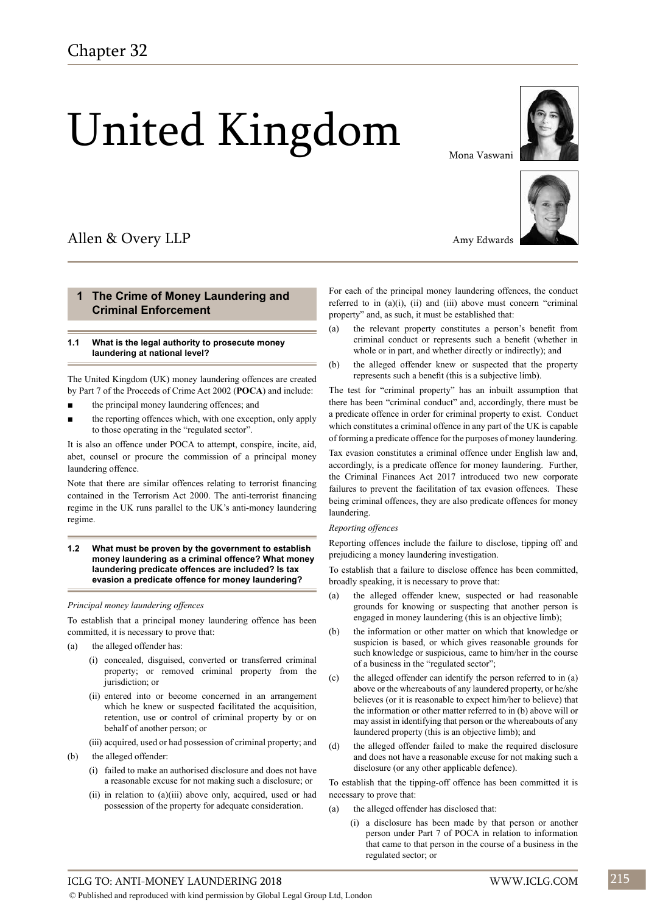# Chapter 32

# United Kingdom

Mona Vaswani

Amy Edwards

Allen & Overy LLP

## 1 The Crime of Money Laundering and Criminal Enforcement

### 1.1 What is the legal authority to prosecute money laundering at national level?

The United Kingdom (UK) money laundering offences are created by Part 7 of the Proceeds of Crime Act 2002 (**POCA**) and include:

- the principal money laundering offences; and
- the reporting offences which, with one exception, only apply to those operating in the "regulated sector".

It is also an offence under POCA to attempt, conspire, incite, aid, abet, counsel or procure the commission of a principal money laundering offence.

Note that there are similar offences relating to terrorist financing contained in the Terrorism Act 2000. The anti-terrorist financing regime in the UK runs parallel to the UK's anti-money laundering regime.

### 1.2 What must be proven by the government to establish money laundering as a criminal offence? What money laundering predicate offences are included? Is tax evasion a predicate offence for money laundering?

*Principal money laundering offences*

To establish that a principal money laundering offence has been committed, it is necessary to prove that:

(a) the alleged offender has:

  (i) concealed, disguised, converted or transferred criminal property; or removed criminal property from the jurisdiction; or

  (ii) entered into or become concerned in an arrangement which he knew or suspected facilitated the acquisition, retention, use or control of criminal property by or on behalf of another person; or

  (iii) acquired, used or had possession of criminal property; and

(b) the alleged offender:

  (i) failed to make an authorised disclosure and does not have a reasonable excuse for not making such a disclosure; or

  (ii) in relation to (a)(iii) above only, acquired, used or had possession of the property for adequate consideration.

For each of the principal money laundering offences, the conduct referred to in (a)(i), (ii) and (iii) above must concern "criminal property" and, as such, it must be established that:

(a) the relevant property constitutes a person's benefit from criminal conduct or represents such a benefit (whether in whole or in part, and whether directly or indirectly); and

(b) the alleged offender knew or suspected that the property represents such a benefit (this is a subjective limb).

The test for "criminal property" has an inbuilt assumption that there has been "criminal conduct" and, accordingly, there must be a predicate offence in order for criminal property to exist. Conduct which constitutes a criminal offence in any part of the UK is capable of forming a predicate offence for the purposes of money laundering.

Tax evasion constitutes a criminal offence under English law and, accordingly, is a predicate offence for money laundering. Further, the Criminal Finances Act 2017 introduced two new corporate failures to prevent the facilitation of tax evasion offences. These being criminal offences, they are also predicate offences for money laundering.

*Reporting offences*

Reporting offences include the failure to disclose, tipping off and prejudicing a money laundering investigation.

To establish that a failure to disclose offence has been committed, broadly speaking, it is necessary to prove that:

(a) the alleged offender knew, suspected or had reasonable grounds for knowing or suspecting that another person is engaged in money laundering (this is an objective limb);

(b) the information or other matter on which that knowledge or suspicion is based, or which gives reasonable grounds for such knowledge or suspicious, came to him/her in the course of a business in the "regulated sector";

(c) the alleged offender can identify the person referred to in (a) above or the whereabouts of any laundered property, or he/she believes (or it is reasonable to expect him/her to believe) that the information or other matter referred to in (b) above will or may assist in identifying that person or the whereabouts of any laundered property (this is an objective limb); and

(d) the alleged offender failed to make the required disclosure and does not have a reasonable excuse for not making such a disclosure (or any other applicable defence).

To establish that the tipping-off offence has been committed it is necessary to prove that:

(a) the alleged offender has disclosed that:

  (i) a disclosure has been made by that person or another person under Part 7 of POCA in relation to information that came to that person in the course of a business in the regulated sector; or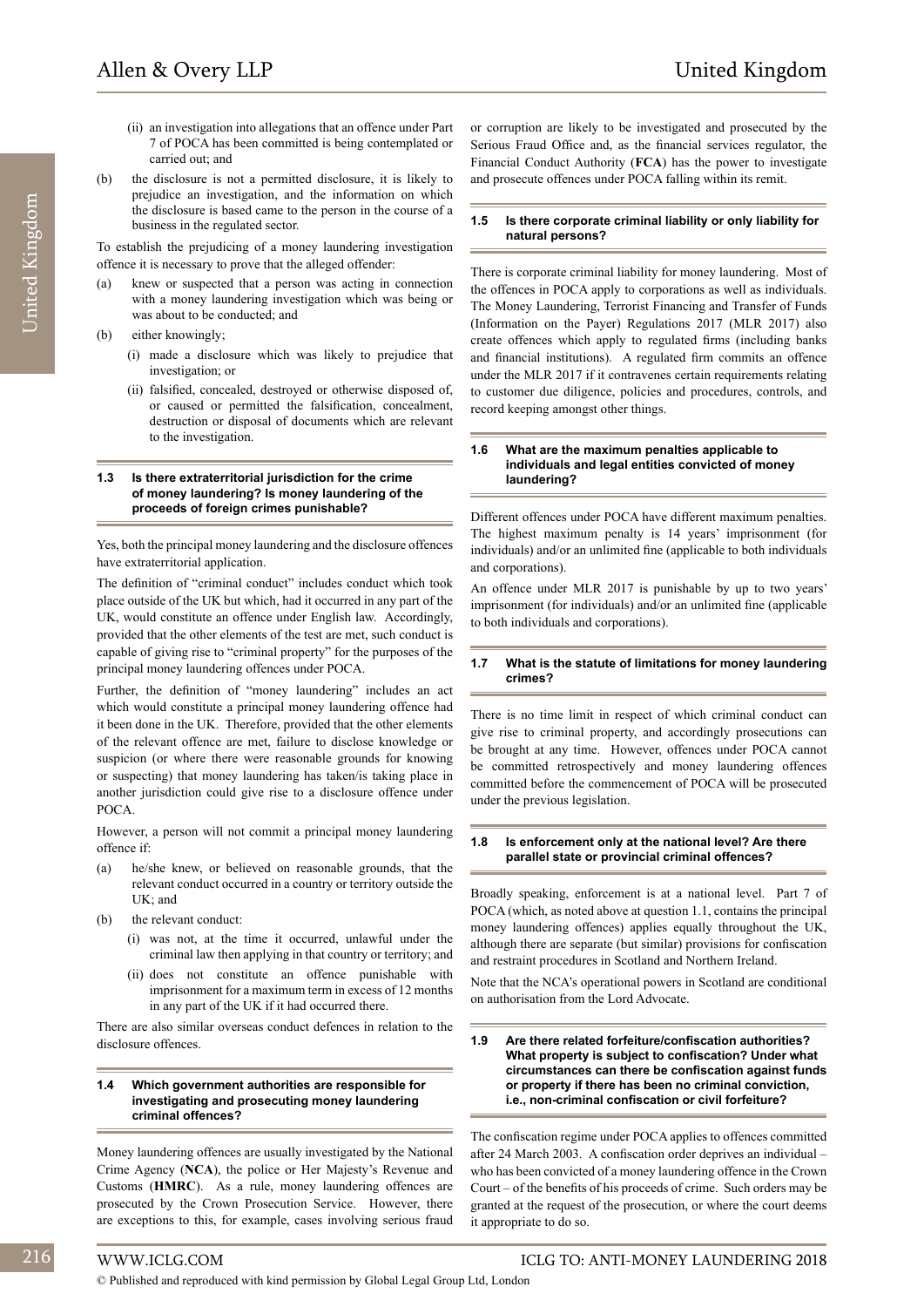(ii) an investigation into allegations that an offence under Part 7 of POCA has been committed is being contemplated or carried out; and

(b) the disclosure is not a permitted disclosure, it is likely to prejudice an investigation, and the information on which the disclosure is based came to the person in the course of a business in the regulated sector.

To establish the prejudicing of a money laundering investigation offence it is necessary to prove that the alleged offender:

(a) knew or suspected that a person was acting in connection with a money laundering investigation which was being or was about to be conducted; and

(b) either knowingly;

(i) made a disclosure which was likely to prejudice that investigation; or

(ii) falsified, concealed, destroyed or otherwise disposed of, or caused or permitted the falsification, concealment, destruction or disposal of documents which are relevant to the investigation.

### 1.3 Is there extraterritorial jurisdiction for the crime of money laundering? Is money laundering of the proceeds of foreign crimes punishable?

Yes, both the principal money laundering and the disclosure offences have extraterritorial application.

The definition of "criminal conduct" includes conduct which took place outside of the UK but which, had it occurred in any part of the UK, would constitute an offence under English law. Accordingly, provided that the other elements of the test are met, such conduct is capable of giving rise to "criminal property" for the purposes of the principal money laundering offences under POCA.

Further, the definition of "money laundering" includes an act which would constitute a principal money laundering offence had it been done in the UK. Therefore, provided that the other elements of the relevant offence are met, failure to disclose knowledge or suspicion (or where there were reasonable grounds for knowing or suspecting) that money laundering has taken/is taking place in another jurisdiction could give rise to a disclosure offence under POCA.

However, a person will not commit a principal money laundering offence if:

(a) he/she knew, or believed on reasonable grounds, that the relevant conduct occurred in a country or territory outside the UK; and

(b) the relevant conduct:

(i) was not, at the time it occurred, unlawful under the criminal law then applying in that country or territory; and

(ii) does not constitute an offence punishable with imprisonment for a maximum term in excess of 12 months in any part of the UK if it had occurred there.

There are also similar overseas conduct defences in relation to the disclosure offences.

### 1.4 Which government authorities are responsible for investigating and prosecuting money laundering criminal offences?

Money laundering offences are usually investigated by the National Crime Agency (**NCA**), the police or Her Majesty's Revenue and Customs (**HMRC**). As a rule, money laundering offences are prosecuted by the Crown Prosecution Service. However, there are exceptions to this, for example, cases involving serious fraud or corruption are likely to be investigated and prosecuted by the Serious Fraud Office and, as the financial services regulator, the Financial Conduct Authority (**FCA**) has the power to investigate and prosecute offences under POCA falling within its remit.

### 1.5 Is there corporate criminal liability or only liability for natural persons?

There is corporate criminal liability for money laundering. Most of the offences in POCA apply to corporations as well as individuals. The Money Laundering, Terrorist Financing and Transfer of Funds (Information on the Payer) Regulations 2017 (MLR 2017) also create offences which apply to regulated firms (including banks and financial institutions). A regulated firm commits an offence under the MLR 2017 if it contravenes certain requirements relating to customer due diligence, policies and procedures, controls, and record keeping amongst other things.

### 1.6 What are the maximum penalties applicable to individuals and legal entities convicted of money laundering?

Different offences under POCA have different maximum penalties. The highest maximum penalty is 14 years' imprisonment (for individuals) and/or an unlimited fine (applicable to both individuals and corporations).

An offence under MLR 2017 is punishable by up to two years' imprisonment (for individuals) and/or an unlimited fine (applicable to both individuals and corporations).

### 1.7 What is the statute of limitations for money laundering crimes?

There is no time limit in respect of which criminal conduct can give rise to criminal property, and accordingly prosecutions can be brought at any time. However, offences under POCA cannot be committed retrospectively and money laundering offences committed before the commencement of POCA will be prosecuted under the previous legislation.

### 1.8 Is enforcement only at the national level? Are there parallel state or provincial criminal offences?

Broadly speaking, enforcement is at a national level. Part 7 of POCA (which, as noted above at question 1.1, contains the principal money laundering offences) applies equally throughout the UK, although there are separate (but similar) provisions for confiscation and restraint procedures in Scotland and Northern Ireland.

Note that the NCA's operational powers in Scotland are conditional on authorisation from the Lord Advocate.

### 1.9 Are there related forfeiture/confiscation authorities? What property is subject to confiscation? Under what circumstances can there be confiscation against funds or property if there has been no criminal conviction, i.e., non-criminal confiscation or civil forfeiture?

The confiscation regime under POCA applies to offences committed after 24 March 2003. A confiscation order deprives an individual – who has been convicted of a money laundering offence in the Crown Court – of the benefits of his proceeds of crime. Such orders may be granted at the request of the prosecution, or where the court deems it appropriate to do so.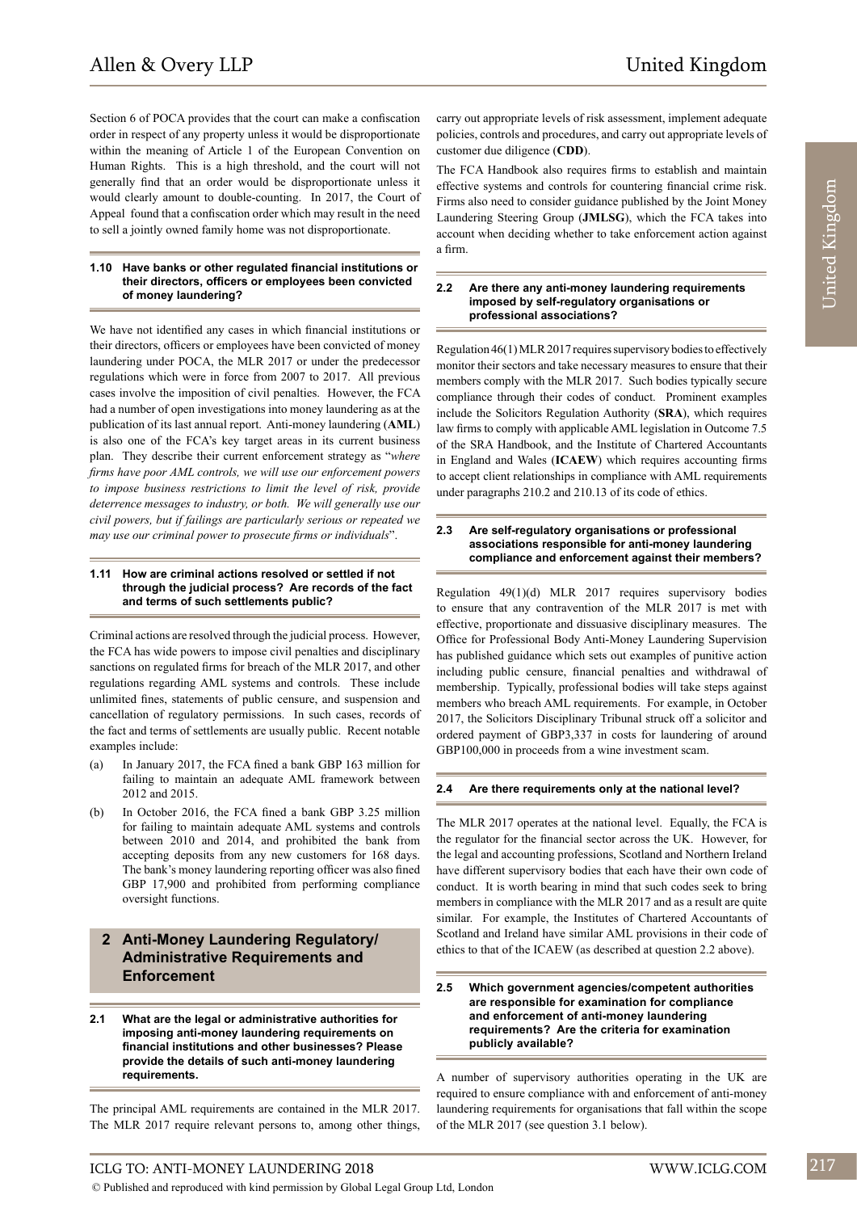Section 6 of POCA provides that the court can make a confiscation order in respect of any property unless it would be disproportionate within the meaning of Article 1 of the European Convention on Human Rights. This is a high threshold, and the court will not generally find that an order would be disproportionate unless it would clearly amount to double-counting. In 2017, the Court of Appeal found that a confiscation order which may result in the need to sell a jointly owned family home was not disproportionate.

#### 1.10 Have banks or other regulated financial institutions or their directors, officers or employees been convicted of money laundering?

We have not identified any cases in which financial institutions or their directors, officers or employees have been convicted of money laundering under POCA, the MLR 2017 or under the predecessor regulations which were in force from 2007 to 2017. All previous cases involve the imposition of civil penalties. However, the FCA had a number of open investigations into money laundering as at the publication of its last annual report. Anti-money laundering (**AML**) is also one of the FCA's key target areas in its current business plan. They describe their current enforcement strategy as "*where firms have poor AML controls, we will use our enforcement powers to impose business restrictions to limit the level of risk, provide deterrence messages to industry, or both. We will generally use our civil powers, but if failings are particularly serious or repeated we may use our criminal power to prosecute firms or individuals*".

#### 1.11 How are criminal actions resolved or settled if not through the judicial process? Are records of the fact and terms of such settlements public?

Criminal actions are resolved through the judicial process. However, the FCA has wide powers to impose civil penalties and disciplinary sanctions on regulated firms for breach of the MLR 2017, and other regulations regarding AML systems and controls. These include unlimited fines, statements of public censure, and suspension and cancellation of regulatory permissions. In such cases, records of the fact and terms of settlements are usually public. Recent notable examples include:

(a) In January 2017, the FCA fined a bank GBP 163 million for failing to maintain an adequate AML framework between 2012 and 2015.

(b) In October 2016, the FCA fined a bank GBP 3.25 million for failing to maintain adequate AML systems and controls between 2010 and 2014, and prohibited the bank from accepting deposits from any new customers for 168 days. The bank's money laundering reporting officer was also fined GBP 17,900 and prohibited from performing compliance oversight functions.

## 2 Anti-Money Laundering Regulatory/ Administrative Requirements and Enforcement

#### 2.1 What are the legal or administrative authorities for imposing anti-money laundering requirements on financial institutions and other businesses? Please provide the details of such anti-money laundering requirements.

The principal AML requirements are contained in the MLR 2017. The MLR 2017 require relevant persons to, among other things, carry out appropriate levels of risk assessment, implement adequate policies, controls and procedures, and carry out appropriate levels of customer due diligence (**CDD**).

The FCA Handbook also requires firms to establish and maintain effective systems and controls for countering financial crime risk. Firms also need to consider guidance published by the Joint Money Laundering Steering Group (**JMLSG**), which the FCA takes into account when deciding whether to take enforcement action against a firm.

#### 2.2 Are there any anti-money laundering requirements imposed by self-regulatory organisations or professional associations?

Regulation 46(1) MLR 2017 requires supervisory bodies to effectively monitor their sectors and take necessary measures to ensure that their members comply with the MLR 2017. Such bodies typically secure compliance through their codes of conduct. Prominent examples include the Solicitors Regulation Authority (**SRA**), which requires law firms to comply with applicable AML legislation in Outcome 7.5 of the SRA Handbook, and the Institute of Chartered Accountants in England and Wales (**ICAEW**) which requires accounting firms to accept client relationships in compliance with AML requirements under paragraphs 210.2 and 210.13 of its code of ethics.

#### 2.3 Are self-regulatory organisations or professional associations responsible for anti-money laundering compliance and enforcement against their members?

Regulation 49(1)(d) MLR 2017 requires supervisory bodies to ensure that any contravention of the MLR 2017 is met with effective, proportionate and dissuasive disciplinary measures. The Office for Professional Body Anti-Money Laundering Supervision has published guidance which sets out examples of punitive action including public censure, financial penalties and withdrawal of membership. Typically, professional bodies will take steps against members who breach AML requirements. For example, in October 2017, the Solicitors Disciplinary Tribunal struck off a solicitor and ordered payment of GBP3,337 in costs for laundering of around GBP100,000 in proceeds from a wine investment scam.

#### 2.4 Are there requirements only at the national level?

The MLR 2017 operates at the national level. Equally, the FCA is the regulator for the financial sector across the UK. However, for the legal and accounting professions, Scotland and Northern Ireland have different supervisory bodies that each have their own code of conduct. It is worth bearing in mind that such codes seek to bring members in compliance with the MLR 2017 and as a result are quite similar. For example, the Institutes of Chartered Accountants of Scotland and Ireland have similar AML provisions in their code of ethics to that of the ICAEW (as described at question 2.2 above).

#### 2.5 Which government agencies/competent authorities are responsible for examination for compliance and enforcement of anti-money laundering requirements? Are the criteria for examination publicly available?

A number of supervisory authorities operating in the UK are required to ensure compliance with and enforcement of anti-money laundering requirements for organisations that fall within the scope of the MLR 2017 (see question 3.1 below).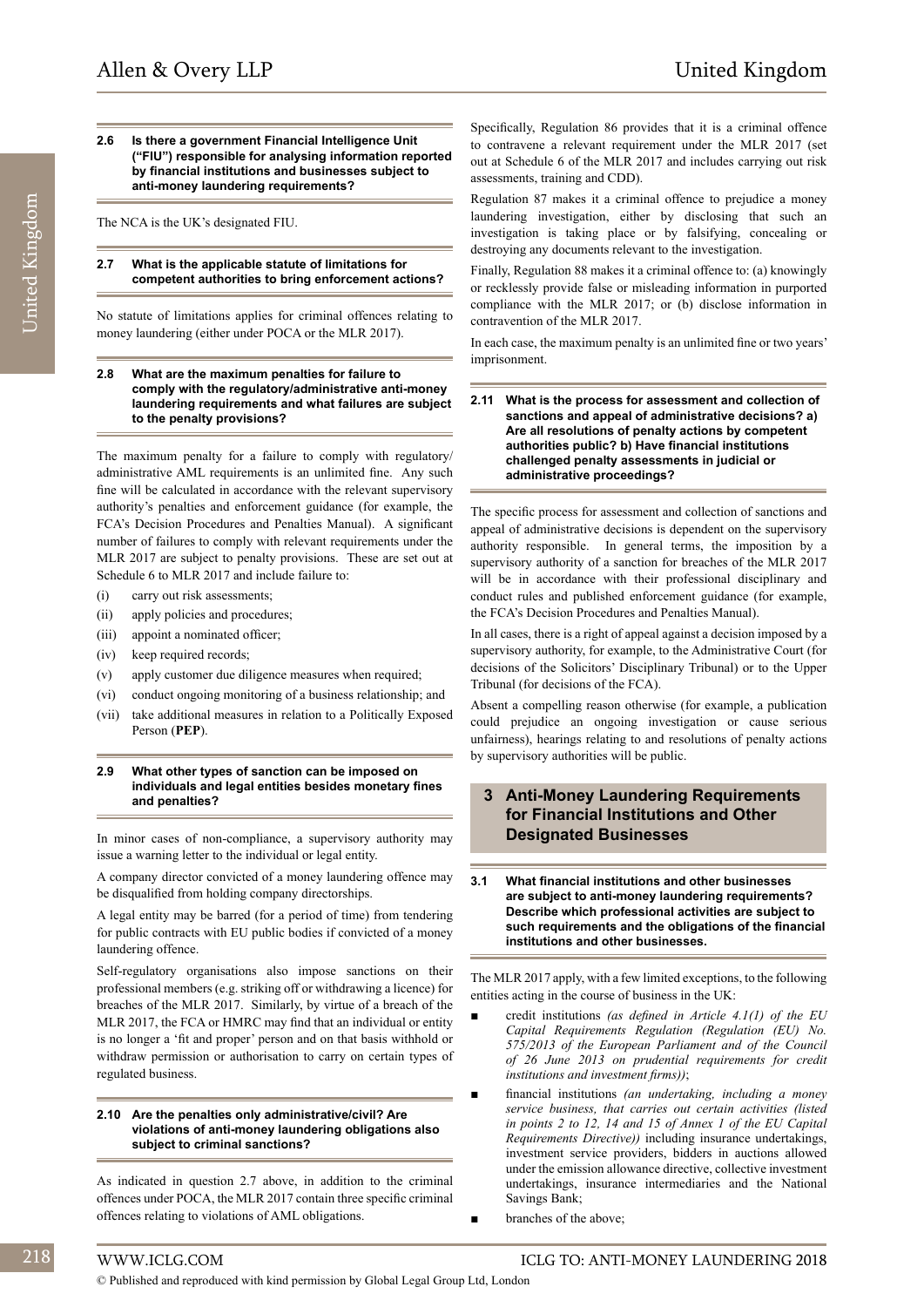### 2.6 Is there a government Financial Intelligence Unit ("FIU") responsible for analysing information reported by financial institutions and businesses subject to anti-money laundering requirements?

The NCA is the UK's designated FIU.

### 2.7 What is the applicable statute of limitations for competent authorities to bring enforcement actions?

No statute of limitations applies for criminal offences relating to money laundering (either under POCA or the MLR 2017).

### 2.8 What are the maximum penalties for failure to comply with the regulatory/administrative anti-money laundering requirements and what failures are subject to the penalty provisions?

The maximum penalty for a failure to comply with regulatory/administrative AML requirements is an unlimited fine. Any such fine will be calculated in accordance with the relevant supervisory authority's penalties and enforcement guidance (for example, the FCA's Decision Procedures and Penalties Manual). A significant number of failures to comply with relevant requirements under the MLR 2017 are subject to penalty provisions. These are set out at Schedule 6 to MLR 2017 and include failure to:

(i) carry out risk assessments;
(ii) apply policies and procedures;
(iii) appoint a nominated officer;
(iv) keep required records;
(v) apply customer due diligence measures when required;
(vi) conduct ongoing monitoring of a business relationship; and
(vii) take additional measures in relation to a Politically Exposed Person (**PEP**).

### 2.9 What other types of sanction can be imposed on individuals and legal entities besides monetary fines and penalties?

In minor cases of non-compliance, a supervisory authority may issue a warning letter to the individual or legal entity.

A company director convicted of a money laundering offence may be disqualified from holding company directorships.

A legal entity may be barred (for a period of time) from tendering for public contracts with EU public bodies if convicted of a money laundering offence.

Self-regulatory organisations also impose sanctions on their professional members (e.g. striking off or withdrawing a licence) for breaches of the MLR 2017. Similarly, by virtue of a breach of the MLR 2017, the FCA or HMRC may find that an individual or entity is no longer a 'fit and proper' person and on that basis withhold or withdraw permission or authorisation to carry on certain types of regulated business.

### 2.10 Are the penalties only administrative/civil? Are violations of anti-money laundering obligations also subject to criminal sanctions?

As indicated in question 2.7 above, in addition to the criminal offences under POCA, the MLR 2017 contain three specific criminal offences relating to violations of AML obligations.

Specifically, Regulation 86 provides that it is a criminal offence to contravene a relevant requirement under the MLR 2017 (set out at Schedule 6 of the MLR 2017 and includes carrying out risk assessments, training and CDD).

Regulation 87 makes it a criminal offence to prejudice a money laundering investigation, either by disclosing that such an investigation is taking place or by falsifying, concealing or destroying any documents relevant to the investigation.

Finally, Regulation 88 makes it a criminal offence to: (a) knowingly or recklessly provide false or misleading information in purported compliance with the MLR 2017; or (b) disclose information in contravention of the MLR 2017.

In each case, the maximum penalty is an unlimited fine or two years' imprisonment.

### 2.11 What is the process for assessment and collection of sanctions and appeal of administrative decisions? a) Are all resolutions of penalty actions by competent authorities public? b) Have financial institutions challenged penalty assessments in judicial or administrative proceedings?

The specific process for assessment and collection of sanctions and appeal of administrative decisions is dependent on the supervisory authority responsible. In general terms, the imposition by a supervisory authority of a sanction for breaches of the MLR 2017 will be in accordance with their professional disciplinary and conduct rules and published enforcement guidance (for example, the FCA's Decision Procedures and Penalties Manual).

In all cases, there is a right of appeal against a decision imposed by a supervisory authority, for example, to the Administrative Court (for decisions of the Solicitors' Disciplinary Tribunal) or to the Upper Tribunal (for decisions of the FCA).

Absent a compelling reason otherwise (for example, a publication could prejudice an ongoing investigation or cause serious unfairness), hearings relating to and resolutions of penalty actions by supervisory authorities will be public.

## 3 Anti-Money Laundering Requirements for Financial Institutions and Other Designated Businesses

### 3.1 What financial institutions and other businesses are subject to anti-money laundering requirements? Describe which professional activities are subject to such requirements and the obligations of the financial institutions and other businesses.

The MLR 2017 apply, with a few limited exceptions, to the following entities acting in the course of business in the UK:

- credit institutions *(as defined in Article 4.1(1) of the EU Capital Requirements Regulation (Regulation (EU) No. 575/2013 of the European Parliament and of the Council of 26 June 2013 on prudential requirements for credit institutions and investment firms))*;
- financial institutions *(an undertaking, including a money service business, that carries out certain activities (listed in points 2 to 12, 14 and 15 of Annex 1 of the EU Capital Requirements Directive))* including insurance undertakings, investment service providers, bidders in auctions allowed under the emission allowance directive, collective investment undertakings, insurance intermediaries and the National Savings Bank;
- branches of the above;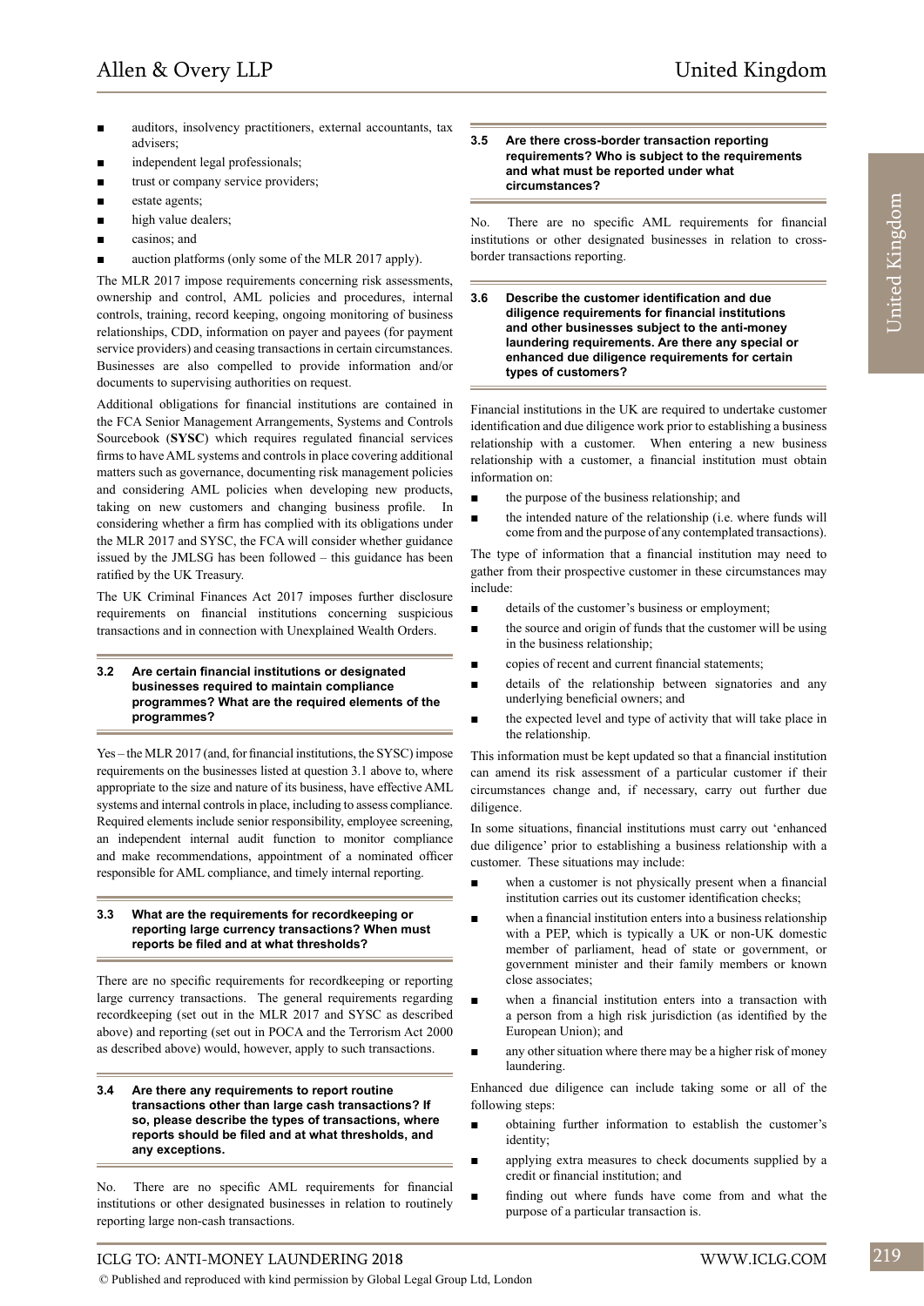- auditors, insolvency practitioners, external accountants, tax advisers;
- independent legal professionals;
- trust or company service providers;
- estate agents;
- high value dealers;
- casinos; and
- auction platforms (only some of the MLR 2017 apply).

The MLR 2017 impose requirements concerning risk assessments, ownership and control, AML policies and procedures, internal controls, training, record keeping, ongoing monitoring of business relationships, CDD, information on payer and payees (for payment service providers) and ceasing transactions in certain circumstances. Businesses are also compelled to provide information and/or documents to supervising authorities on request.

Additional obligations for financial institutions are contained in the FCA Senior Management Arrangements, Systems and Controls Sourcebook (**SYSC**) which requires regulated financial services firms to have AML systems and controls in place covering additional matters such as governance, documenting risk management policies and considering AML policies when developing new products, taking on new customers and changing business profile. In considering whether a firm has complied with its obligations under the MLR 2017 and SYSC, the FCA will consider whether guidance issued by the JMLSG has been followed – this guidance has been ratified by the UK Treasury.

The UK Criminal Finances Act 2017 imposes further disclosure requirements on financial institutions concerning suspicious transactions and in connection with Unexplained Wealth Orders.

### 3.2 Are certain financial institutions or designated businesses required to maintain compliance programmes? What are the required elements of the programmes?

Yes – the MLR 2017 (and, for financial institutions, the SYSC) impose requirements on the businesses listed at question 3.1 above to, where appropriate to the size and nature of its business, have effective AML systems and internal controls in place, including to assess compliance. Required elements include senior responsibility, employee screening, an independent internal audit function to monitor compliance and make recommendations, appointment of a nominated officer responsible for AML compliance, and timely internal reporting.

### 3.3 What are the requirements for recordkeeping or reporting large currency transactions? When must reports be filed and at what thresholds?

There are no specific requirements for recordkeeping or reporting large currency transactions. The general requirements regarding recordkeeping (set out in the MLR 2017 and SYSC as described above) and reporting (set out in POCA and the Terrorism Act 2000 as described above) would, however, apply to such transactions.

### 3.4 Are there any requirements to report routine transactions other than large cash transactions? If so, please describe the types of transactions, where reports should be filed and at what thresholds, and any exceptions.

No. There are no specific AML requirements for financial institutions or other designated businesses in relation to routinely reporting large non-cash transactions.

### 3.5 Are there cross-border transaction reporting requirements? Who is subject to the requirements and what must be reported under what circumstances?

No. There are no specific AML requirements for financial institutions or other designated businesses in relation to cross-border transactions reporting.

### 3.6 Describe the customer identification and due diligence requirements for financial institutions and other businesses subject to the anti-money laundering requirements. Are there any special or enhanced due diligence requirements for certain types of customers?

Financial institutions in the UK are required to undertake customer identification and due diligence work prior to establishing a business relationship with a customer. When entering a new business relationship with a customer, a financial institution must obtain information on:

- the purpose of the business relationship; and
- the intended nature of the relationship (i.e. where funds will come from and the purpose of any contemplated transactions).

The type of information that a financial institution may need to gather from their prospective customer in these circumstances may include:

- details of the customer's business or employment;
- the source and origin of funds that the customer will be using in the business relationship;
- copies of recent and current financial statements;
- details of the relationship between signatories and any underlying beneficial owners; and
- the expected level and type of activity that will take place in the relationship.

This information must be kept updated so that a financial institution can amend its risk assessment of a particular customer if their circumstances change and, if necessary, carry out further due diligence.

In some situations, financial institutions must carry out 'enhanced due diligence' prior to establishing a business relationship with a customer. These situations may include:

- when a customer is not physically present when a financial institution carries out its customer identification checks;
- when a financial institution enters into a business relationship with a PEP, which is typically a UK or non-UK domestic member of parliament, head of state or government, or government minister and their family members or known close associates;
- when a financial institution enters into a transaction with a person from a high risk jurisdiction (as identified by the European Union); and
- any other situation where there may be a higher risk of money laundering.

Enhanced due diligence can include taking some or all of the following steps:

- obtaining further information to establish the customer's identity;
- applying extra measures to check documents supplied by a credit or financial institution; and
- finding out where funds have come from and what the purpose of a particular transaction is.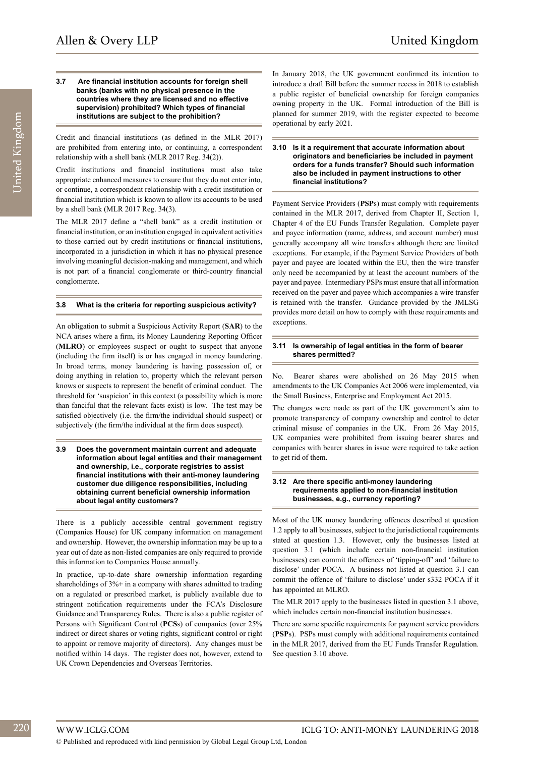### 3.7 Are financial institution accounts for foreign shell banks (banks with no physical presence in the countries where they are licensed and no effective supervision) prohibited? Which types of financial institutions are subject to the prohibition?

Credit and financial institutions (as defined in the MLR 2017) are prohibited from entering into, or continuing, a correspondent relationship with a shell bank (MLR 2017 Reg. 34(2)).

Credit institutions and financial institutions must also take appropriate enhanced measures to ensure that they do not enter into, or continue, a correspondent relationship with a credit institution or financial institution which is known to allow its accounts to be used by a shell bank (MLR 2017 Reg. 34(3).

The MLR 2017 define a "shell bank" as a credit institution or financial institution, or an institution engaged in equivalent activities to those carried out by credit institutions or financial institutions, incorporated in a jurisdiction in which it has no physical presence involving meaningful decision-making and management, and which is not part of a financial conglomerate or third-country financial conglomerate.

### 3.8 What is the criteria for reporting suspicious activity?

An obligation to submit a Suspicious Activity Report (**SAR**) to the NCA arises where a firm, its Money Laundering Reporting Officer (**MLRO**) or employees suspect or ought to suspect that anyone (including the firm itself) is or has engaged in money laundering. In broad terms, money laundering is having possession of, or doing anything in relation to, property which the relevant person knows or suspects to represent the benefit of criminal conduct. The threshold for 'suspicion' in this context (a possibility which is more than fanciful that the relevant facts exist) is low. The test may be satisfied objectively (i.e. the firm/the individual should suspect) or subjectively (the firm/the individual at the firm does suspect).

### 3.9 Does the government maintain current and adequate information about legal entities and their management and ownership, i.e., corporate registries to assist financial institutions with their anti-money laundering customer due diligence responsibilities, including obtaining current beneficial ownership information about legal entity customers?

There is a publicly accessible central government registry (Companies House) for UK company information on management and ownership. However, the ownership information may be up to a year out of date as non-listed companies are only required to provide this information to Companies House annually.

In practice, up-to-date share ownership information regarding shareholdings of 3%+ in a company with shares admitted to trading on a regulated or prescribed market, is publicly available due to stringent notification requirements under the FCA's Disclosure Guidance and Transparency Rules. There is also a public register of Persons with Significant Control (**PCS**s) of companies (over 25% indirect or direct shares or voting rights, significant control or right to appoint or remove majority of directors). Any changes must be notified within 14 days. The register does not, however, extend to UK Crown Dependencies and Overseas Territories.

In January 2018, the UK government confirmed its intention to introduce a draft Bill before the summer recess in 2018 to establish a public register of beneficial ownership for foreign companies owning property in the UK. Formal introduction of the Bill is planned for summer 2019, with the register expected to become operational by early 2021.

### 3.10 Is it a requirement that accurate information about originators and beneficiaries be included in payment orders for a funds transfer? Should such information also be included in payment instructions to other financial institutions?

Payment Service Providers (**PSP**s) must comply with requirements contained in the MLR 2017, derived from Chapter II, Section 1, Chapter 4 of the EU Funds Transfer Regulation. Complete payer and payee information (name, address, and account number) must generally accompany all wire transfers although there are limited exceptions. For example, if the Payment Service Providers of both payer and payee are located within the EU, then the wire transfer only need be accompanied by at least the account numbers of the payer and payee. Intermediary PSPs must ensure that all information received on the payer and payee which accompanies a wire transfer is retained with the transfer. Guidance provided by the JMLSG provides more detail on how to comply with these requirements and exceptions.

### 3.11 Is ownership of legal entities in the form of bearer shares permitted?

No. Bearer shares were abolished on 26 May 2015 when amendments to the UK Companies Act 2006 were implemented, via the Small Business, Enterprise and Employment Act 2015.

The changes were made as part of the UK government's aim to promote transparency of company ownership and control to deter criminal misuse of companies in the UK. From 26 May 2015, UK companies were prohibited from issuing bearer shares and companies with bearer shares in issue were required to take action to get rid of them.

### 3.12 Are there specific anti-money laundering requirements applied to non-financial institution businesses, e.g., currency reporting?

Most of the UK money laundering offences described at question 1.2 apply to all businesses, subject to the jurisdictional requirements stated at question 1.3. However, only the businesses listed at question 3.1 (which include certain non-financial institution businesses) can commit the offences of 'tipping-off' and 'failure to disclose' under POCA. A business not listed at question 3.1 can commit the offence of 'failure to disclose' under s332 POCA if it has appointed an MLRO.

The MLR 2017 apply to the businesses listed in question 3.1 above, which includes certain non-financial institution businesses.

There are some specific requirements for payment service providers (**PSP**s). PSPs must comply with additional requirements contained in the MLR 2017, derived from the EU Funds Transfer Regulation. See question 3.10 above.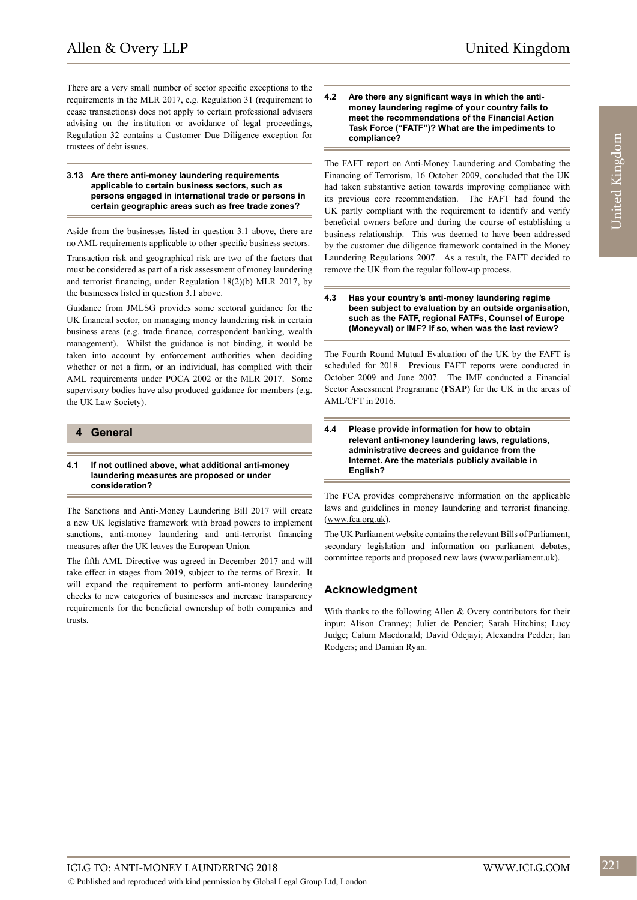There are a very small number of sector specific exceptions to the requirements in the MLR 2017, e.g. Regulation 31 (requirement to cease transactions) does not apply to certain professional advisers advising on the institution or avoidance of legal proceedings, Regulation 32 contains a Customer Due Diligence exception for trustees of debt issues.

### 3.13 Are there anti-money laundering requirements applicable to certain business sectors, such as persons engaged in international trade or persons in certain geographic areas such as free trade zones?

Aside from the businesses listed in question 3.1 above, there are no AML requirements applicable to other specific business sectors.

Transaction risk and geographical risk are two of the factors that must be considered as part of a risk assessment of money laundering and terrorist financing, under Regulation 18(2)(b) MLR 2017, by the businesses listed in question 3.1 above.

Guidance from JMLSG provides some sectoral guidance for the UK financial sector, on managing money laundering risk in certain business areas (e.g. trade finance, correspondent banking, wealth management). Whilst the guidance is not binding, it would be taken into account by enforcement authorities when deciding whether or not a firm, or an individual, has complied with their AML requirements under POCA 2002 or the MLR 2017. Some supervisory bodies have also produced guidance for members (e.g. the UK Law Society).

## 4 General

### 4.1 If not outlined above, what additional anti-money laundering measures are proposed or under consideration?

The Sanctions and Anti-Money Laundering Bill 2017 will create a new UK legislative framework with broad powers to implement sanctions, anti-money laundering and anti-terrorist financing measures after the UK leaves the European Union.

The fifth AML Directive was agreed in December 2017 and will take effect in stages from 2019, subject to the terms of Brexit. It will expand the requirement to perform anti-money laundering checks to new categories of businesses and increase transparency requirements for the beneficial ownership of both companies and trusts.

### 4.2 Are there any significant ways in which the anti-money laundering regime of your country fails to meet the recommendations of the Financial Action Task Force ("FATF")? What are the impediments to compliance?

The FAFT report on Anti-Money Laundering and Combating the Financing of Terrorism, 16 October 2009, concluded that the UK had taken substantive action towards improving compliance with its previous core recommendation. The FAFT had found the UK partly compliant with the requirement to identify and verify beneficial owners before and during the course of establishing a business relationship. This was deemed to have been addressed by the customer due diligence framework contained in the Money Laundering Regulations 2007. As a result, the FAFT decided to remove the UK from the regular follow-up process.

### 4.3 Has your country's anti-money laundering regime been subject to evaluation by an outside organisation, such as the FATF, regional FATFs, Counsel of Europe (Moneyval) or IMF? If so, when was the last review?

The Fourth Round Mutual Evaluation of the UK by the FAFT is scheduled for 2018. Previous FAFT reports were conducted in October 2009 and June 2007. The IMF conducted a Financial Sector Assessment Programme (**FSAP**) for the UK in the areas of AML/CFT in 2016.

### 4.4 Please provide information for how to obtain relevant anti-money laundering laws, regulations, administrative decrees and guidance from the Internet. Are the materials publicly available in English?

The FCA provides comprehensive information on the applicable laws and guidelines in money laundering and terrorist financing. (www.fca.org.uk).

The UK Parliament website contains the relevant Bills of Parliament, secondary legislation and information on parliament debates, committee reports and proposed new laws (www.parliament.uk).

## Acknowledgment

With thanks to the following Allen & Overy contributors for their input: Alison Cranney; Juliet de Pencier; Sarah Hitchins; Lucy Judge; Calum Macdonald; David Odejayi; Alexandra Pedder; Ian Rodgers; and Damian Ryan.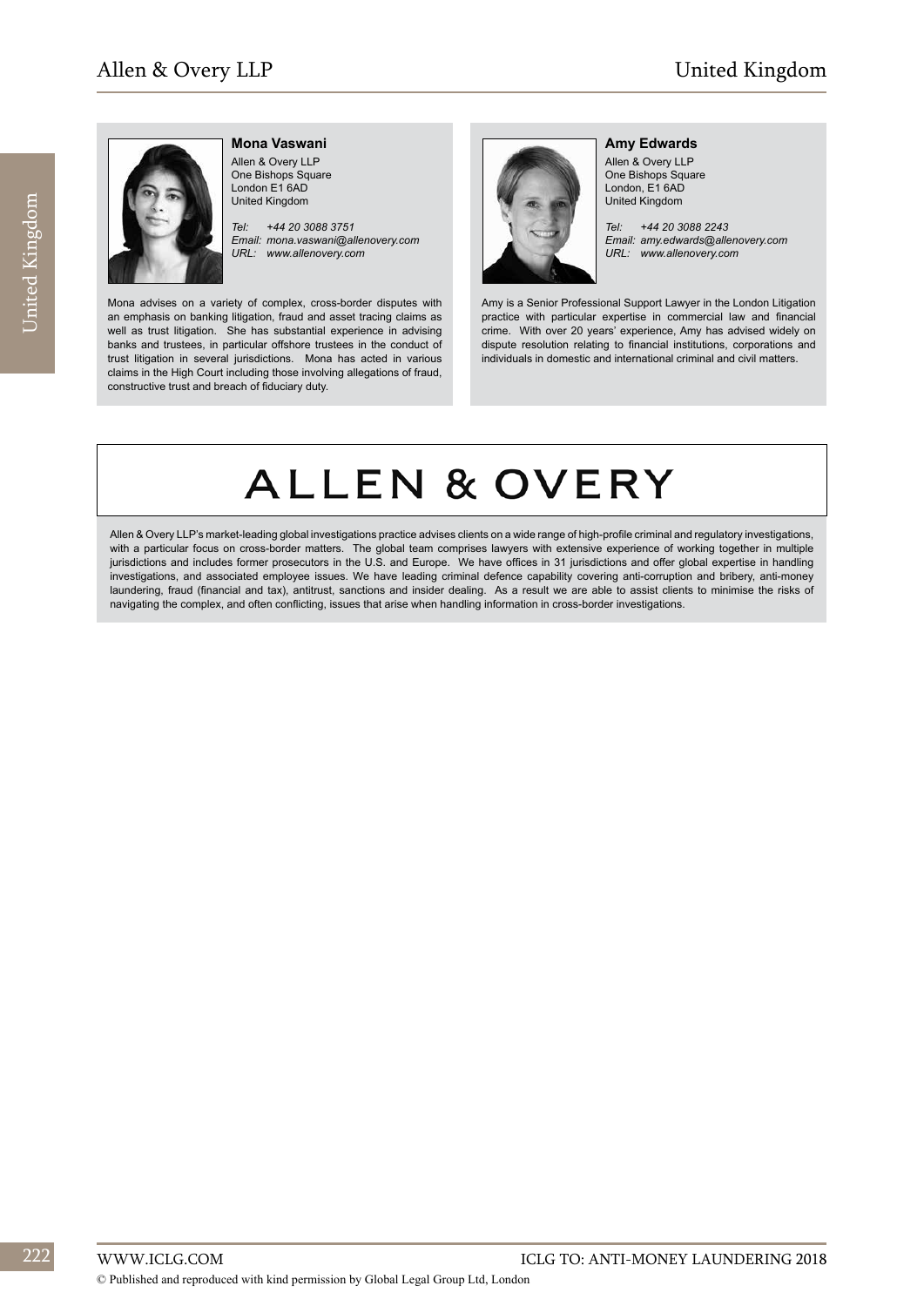**Mona Vaswani**

Allen & Overy LLP
One Bishops Square
London E1 6AD
United Kingdom

*Tel: +44 20 3088 3751*
*Email: mona.vaswani@allenovery.com*
*URL: www.allenovery.com*

Mona advises on a variety of complex, cross-border disputes with an emphasis on banking litigation, fraud and asset tracing claims as well as trust litigation. She has substantial experience in advising banks and trustees, in particular offshore trustees in the conduct of trust litigation in several jurisdictions. Mona has acted in various claims in the High Court including those involving allegations of fraud, constructive trust and breach of fiduciary duty.

**Amy Edwards**

Allen & Overy LLP
One Bishops Square
London, E1 6AD
United Kingdom

*Tel: +44 20 3088 2243*
*Email: amy.edwards@allenovery.com*
*URL: www.allenovery.com*

Amy is a Senior Professional Support Lawyer in the London Litigation practice with particular expertise in commercial law and financial crime. With over 20 years' experience, Amy has advised widely on dispute resolution relating to financial institutions, corporations and individuals in domestic and international criminal and civil matters.

# ALLEN & OVERY

Allen & Overy LLP's market-leading global investigations practice advises clients on a wide range of high-profile criminal and regulatory investigations, with a particular focus on cross-border matters. The global team comprises lawyers with extensive experience of working together in multiple jurisdictions and includes former prosecutors in the U.S. and Europe. We have offices in 31 jurisdictions and offer global expertise in handling investigations, and associated employee issues. We have leading criminal defence capability covering anti-corruption and bribery, anti-money laundering, fraud (financial and tax), antitrust, sanctions and insider dealing. As a result we are able to assist clients to minimise the risks of navigating the complex, and often conflicting, issues that arise when handling information in cross-border investigations.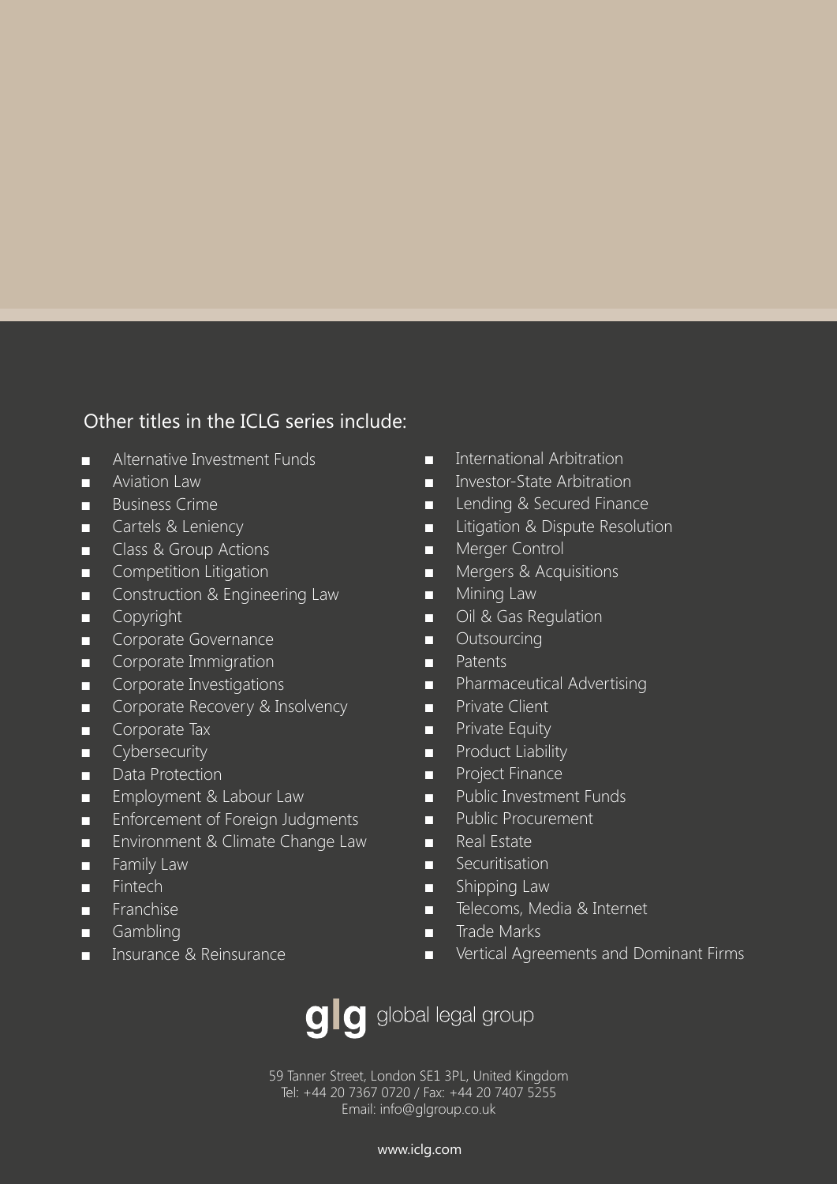## Other titles in the ICLG series include:

- Alternative Investment Funds
- Aviation Law
- Business Crime
- Cartels & Leniency
- Class & Group Actions
- Competition Litigation
- Construction & Engineering Law
- Copyright
- Corporate Governance
- Corporate Immigration
- Corporate Investigations
- Corporate Recovery & Insolvency
- Corporate Tax
- Cybersecurity
- Data Protection
- Employment & Labour Law
- Enforcement of Foreign Judgments
- Environment & Climate Change Law
- Family Law
- Fintech
- Franchise
- Gambling
- Insurance & Reinsurance
- International Arbitration
- Investor-State Arbitration
- Lending & Secured Finance
- Litigation & Dispute Resolution
- Merger Control
- Mergers & Acquisitions
- Mining Law
- Oil & Gas Regulation
- Outsourcing
- Patents
- Pharmaceutical Advertising
- Private Client
- Private Equity
- Product Liability
- Project Finance
- Public Investment Funds
- Public Procurement
- Real Estate
- Securitisation
- Shipping Law
- Telecoms, Media & Internet
- Trade Marks
- Vertical Agreements and Dominant Firms

glg global legal group

59 Tanner Street, London SE1 3PL, United Kingdom
Tel: +44 20 7367 0720 / Fax: +44 20 7407 5255
Email: info@glgroup.co.uk

www.iclg.com